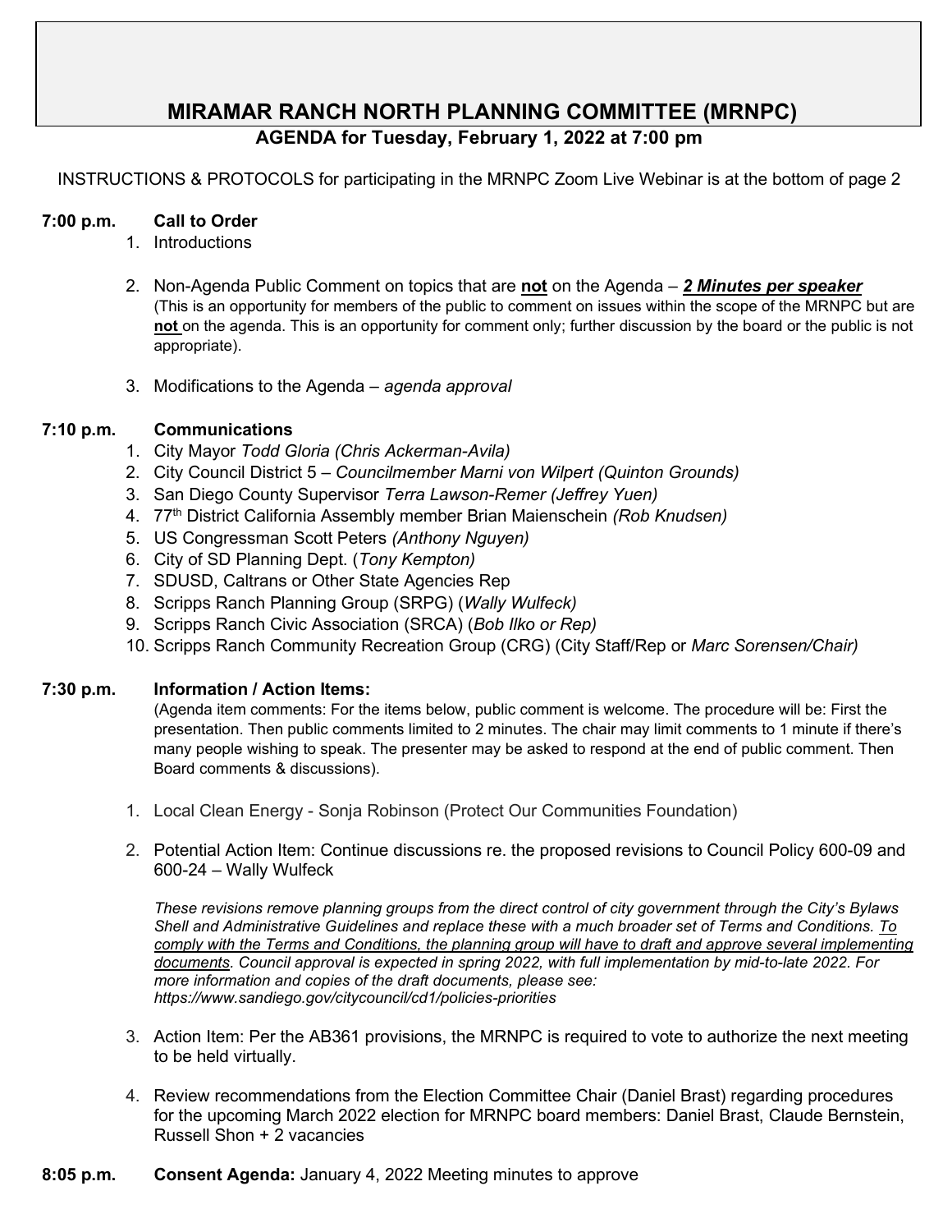# MIRAMAR RANCH NORTH PLANNING COMMITTEE (MRNPC)

## AGENDA for Tuesday, February 1, 2022 at 7:00 pm

INSTRUCTIONS & PROTOCOLS for participating in the MRNPC Zoom Live Webinar is at the bottom of page 2

**7:00 p.m. Call to Order**

1. Introductions

2. Non-Agenda Public Comment on topics that are **not** on the Agenda – ***2 Minutes per speaker***
   (This is an opportunity for members of the public to comment on issues within the scope of the MRNPC but are **not** on the agenda. This is an opportunity for comment only; further discussion by the board or the public is not appropriate).

3. Modifications to the Agenda – *agenda approval*

**7:10 p.m. Communications**

1. City Mayor *Todd Gloria (Chris Ackerman-Avila)*
2. City Council District 5 – *Councilmember Marni von Wilpert (Quinton Grounds)*
3. San Diego County Supervisor *Terra Lawson-Remer (Jeffrey Yuen)*
4. 77th District California Assembly member Brian Maienschein *(Rob Knudsen)*
5. US Congressman Scott Peters *(Anthony Nguyen)*
6. City of SD Planning Dept. (*Tony Kempton)*
7. SDUSD, Caltrans or Other State Agencies Rep
8. Scripps Ranch Planning Group (SRPG) (*Wally Wulfeck)*
9. Scripps Ranch Civic Association (SRCA) (*Bob Ilko or Rep)*
10. Scripps Ranch Community Recreation Group (CRG) (City Staff/Rep or *Marc Sorensen/Chair)*

**7:30 p.m. Information / Action Items:**

(Agenda item comments: For the items below, public comment is welcome. The procedure will be: First the presentation. Then public comments limited to 2 minutes. The chair may limit comments to 1 minute if there's many people wishing to speak. The presenter may be asked to respond at the end of public comment. Then Board comments & discussions).

1. Local Clean Energy - Sonja Robinson (Protect Our Communities Foundation)

2. Potential Action Item: Continue discussions re. the proposed revisions to Council Policy 600-09 and 600-24 – Wally Wulfeck

   *These revisions remove planning groups from the direct control of city government through the City's Bylaws Shell and Administrative Guidelines and replace these with a much broader set of Terms and Conditions. <u>To comply with the Terms and Conditions, the planning group will have to draft and approve several implementing documents</u>. Council approval is expected in spring 2022, with full implementation by mid-to-late 2022. For more information and copies of the draft documents, please see: https://www.sandiego.gov/citycouncil/cd1/policies-priorities*

3. Action Item: Per the AB361 provisions, the MRNPC is required to vote to authorize the next meeting to be held virtually.

4. Review recommendations from the Election Committee Chair (Daniel Brast) regarding procedures for the upcoming March 2022 election for MRNPC board members: Daniel Brast, Claude Bernstein, Russell Shon + 2 vacancies

**8:05 p.m. Consent Agenda:** January 4, 2022 Meeting minutes to approve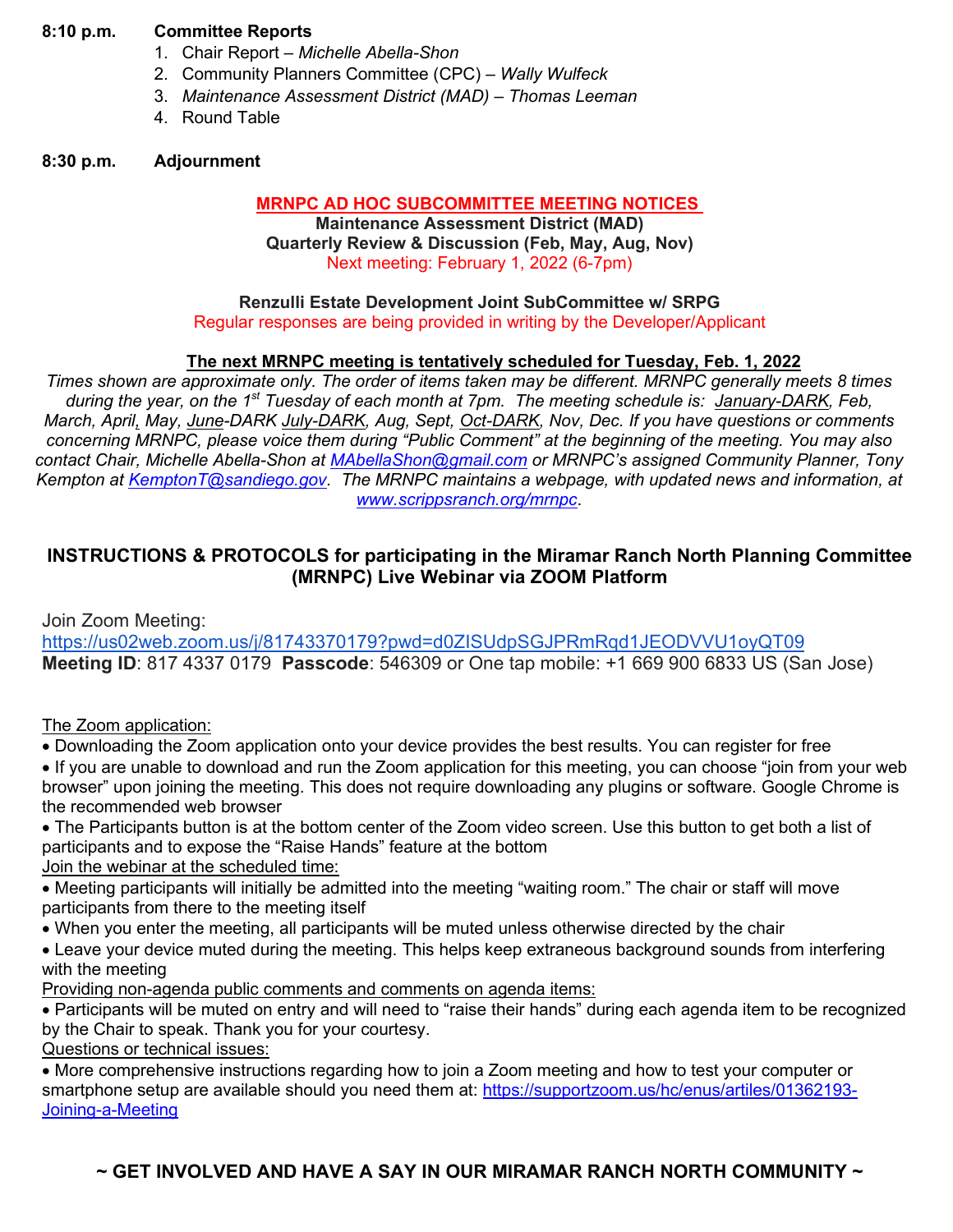**8:10 p.m.** **Committee Reports**

1. Chair Report – *Michelle Abella-Shon*
2. Community Planners Committee (CPC) – *Wally Wulfeck*
3. *Maintenance Assessment District (MAD) – Thomas Leeman*
4. Round Table

**8:30 p.m.** **Adjournment**

**MRNPC AD HOC SUBCOMMITTEE MEETING NOTICES**

**Maintenance Assessment District (MAD)**
**Quarterly Review & Discussion (Feb, May, Aug, Nov)**
Next meeting: February 1, 2022 (6-7pm)

**Renzulli Estate Development Joint SubCommittee w/ SRPG**
Regular responses are being provided in writing by the Developer/Applicant

**The next MRNPC meeting is tentatively scheduled for Tuesday, Feb. 1, 2022**

*Times shown are approximate only. The order of items taken may be different. MRNPC generally meets 8 times during the year, on the 1st Tuesday of each month at 7pm. The meeting schedule is: January-DARK, Feb, March, April, May, June-DARK July-DARK, Aug, Sept, Oct-DARK, Nov, Dec. If you have questions or comments concerning MRNPC, please voice them during "Public Comment" at the beginning of the meeting. You may also contact Chair, Michelle Abella-Shon at MAbellaShon@gmail.com or MRNPC's assigned Community Planner, Tony Kempton at KemptonT@sandiego.gov. The MRNPC maintains a webpage, with updated news and information, at www.scrippsranch.org/mrnpc.*

## INSTRUCTIONS & PROTOCOLS for participating in the Miramar Ranch North Planning Committee (MRNPC) Live Webinar via ZOOM Platform

Join Zoom Meeting:
https://us02web.zoom.us/j/81743370179?pwd=d0ZISUdpSGJPRmRqd1JEODVVU1oyQT09
**Meeting ID**: 817 4337 0179 **Passcode**: 546309 or One tap mobile: +1 669 900 6833 US (San Jose)

The Zoom application:

- Downloading the Zoom application onto your device provides the best results. You can register for free
- If you are unable to download and run the Zoom application for this meeting, you can choose "join from your web browser" upon joining the meeting. This does not require downloading any plugins or software. Google Chrome is the recommended web browser
- The Participants button is at the bottom center of the Zoom video screen. Use this button to get both a list of participants and to expose the "Raise Hands" feature at the bottom

Join the webinar at the scheduled time:

- Meeting participants will initially be admitted into the meeting "waiting room." The chair or staff will move participants from there to the meeting itself
- When you enter the meeting, all participants will be muted unless otherwise directed by the chair
- Leave your device muted during the meeting. This helps keep extraneous background sounds from interfering with the meeting

Providing non-agenda public comments and comments on agenda items:

- Participants will be muted on entry and will need to "raise their hands" during each agenda item to be recognized by the Chair to speak. Thank you for your courtesy.

Questions or technical issues:

- More comprehensive instructions regarding how to join a Zoom meeting and how to test your computer or smartphone setup are available should you need them at: https://supportzoom.us/hc/enus/artiles/01362193-Joining-a-Meeting

**~ GET INVOLVED AND HAVE A SAY IN OUR MIRAMAR RANCH NORTH COMMUNITY ~**